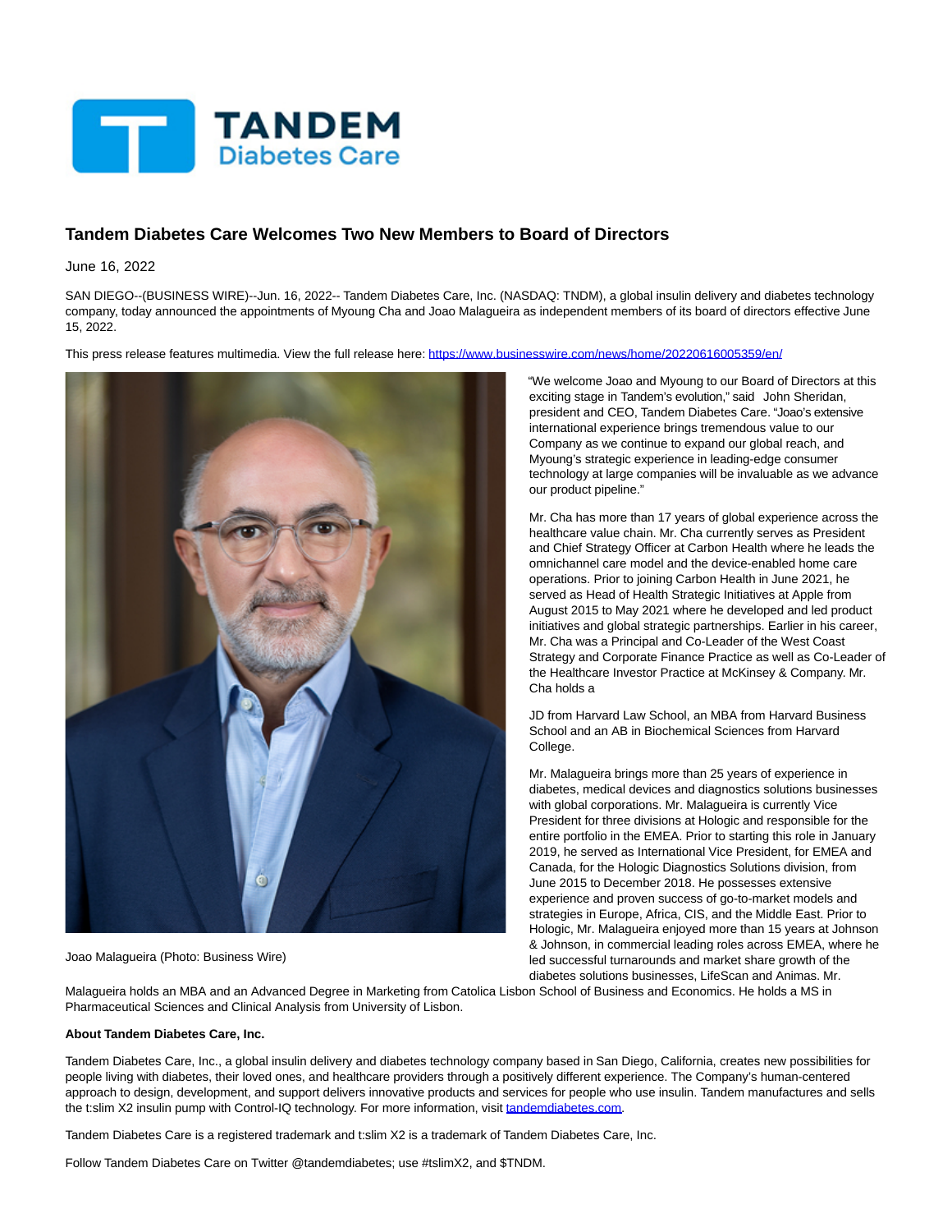# Tandem Diabetes Care Welcomes Two New Members to Board of Directors

June 16, 2022

SAN DIEGO--(BUSINESS WIRE)--Jun. 16, 2022-- Tandem Diabetes Care, Inc. (NASDAQ: TNDM), a global insulin delivery and diabetes technology company, today announced the appointments of Myoung Cha and Joao Malagueira as independent members of its board of directors effective June 15, 2022.

This press release features multimedia. View the full release here: https://www.businesswire.com/news/home/20220616005359/en/

Joao Malagueira (Photo: Business Wire)

"We welcome Joao and Myoung to our Board of Directors at this exciting stage in Tandem's evolution," said John Sheridan, president and CEO, Tandem Diabetes Care. "Joao's extensive international experience brings tremendous value to our Company as we continue to expand our global reach, and Myoung's strategic experience in leading-edge consumer technology at large companies will be invaluable as we advance our product pipeline."

Mr. Cha has more than 17 years of global experience across the healthcare value chain. Mr. Cha currently serves as President and Chief Strategy Officer at Carbon Health where he leads the omnichannel care model and the device-enabled home care operations. Prior to joining Carbon Health in June 2021, he served as Head of Health Strategic Initiatives at Apple from August 2015 to May 2021 where he developed and led product initiatives and global strategic partnerships. Earlier in his career, Mr. Cha was a Principal and Co-Leader of the West Coast Strategy and Corporate Finance Practice as well as Co-Leader of the Healthcare Investor Practice at McKinsey & Company. Mr. Cha holds a JD from Harvard Law School, an MBA from Harvard Business School and an AB in Biochemical Sciences from Harvard College.

Mr. Malagueira brings more than 25 years of experience in diabetes, medical devices and diagnostics solutions businesses with global corporations. Mr. Malagueira is currently Vice President for three divisions at Hologic and responsible for the entire portfolio in the EMEA. Prior to starting this role in January 2019, he served as International Vice President, for EMEA and Canada, for the Hologic Diagnostics Solutions division, from June 2015 to December 2018. He possesses extensive experience and proven success of go-to-market models and strategies in Europe, Africa, CIS, and the Middle East. Prior to Hologic, Mr. Malagueira enjoyed more than 15 years at Johnson & Johnson, in commercial leading roles across EMEA, where he led successful turnarounds and market share growth of the diabetes solutions businesses, LifeScan and Animas. Mr. Malagueira holds an MBA and an Advanced Degree in Marketing from Catolica Lisbon School of Business and Economics. He holds a MS in Pharmaceutical Sciences and Clinical Analysis from University of Lisbon.

**About Tandem Diabetes Care, Inc.**

Tandem Diabetes Care, Inc., a global insulin delivery and diabetes technology company based in San Diego, California, creates new possibilities for people living with diabetes, their loved ones, and healthcare providers through a positively different experience. The Company's human-centered approach to design, development, and support delivers innovative products and services for people who use insulin. Tandem manufactures and sells the t:slim X2 insulin pump with Control-IQ technology. For more information, visit tandemdiabetes.com.

Tandem Diabetes Care is a registered trademark and t:slim X2 is a trademark of Tandem Diabetes Care, Inc.

Follow Tandem Diabetes Care on Twitter @tandemdiabetes; use #tslimX2, and $TNDM.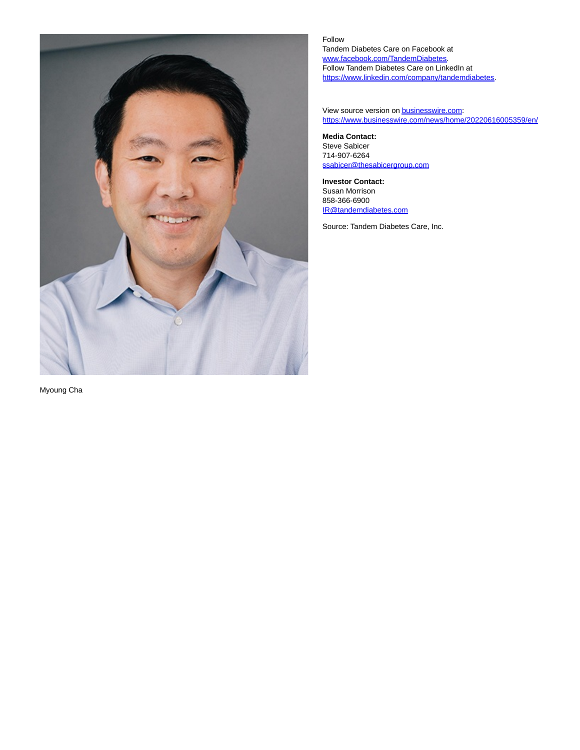Follow
Tandem Diabetes Care on Facebook at [www.facebook.com/TandemDiabetes](www.facebook.com/TandemDiabetes).
Follow Tandem Diabetes Care on LinkedIn at [https://www.linkedin.com/company/tandemdiabetes](https://www.linkedin.com/company/tandemdiabetes).

View source version on [businesswire.com](businesswire.com): [https://www.businesswire.com/news/home/20220616005359/en/](https://www.businesswire.com/news/home/20220616005359/en/)

**Media Contact:**
Steve Sabicer
714-907-6264
ssabicer@thesabicergroup.com

**Investor Contact:**
Susan Morrison
858-366-6900
IR@tandemdiabetes.com

Source: Tandem Diabetes Care, Inc.

Myoung Cha